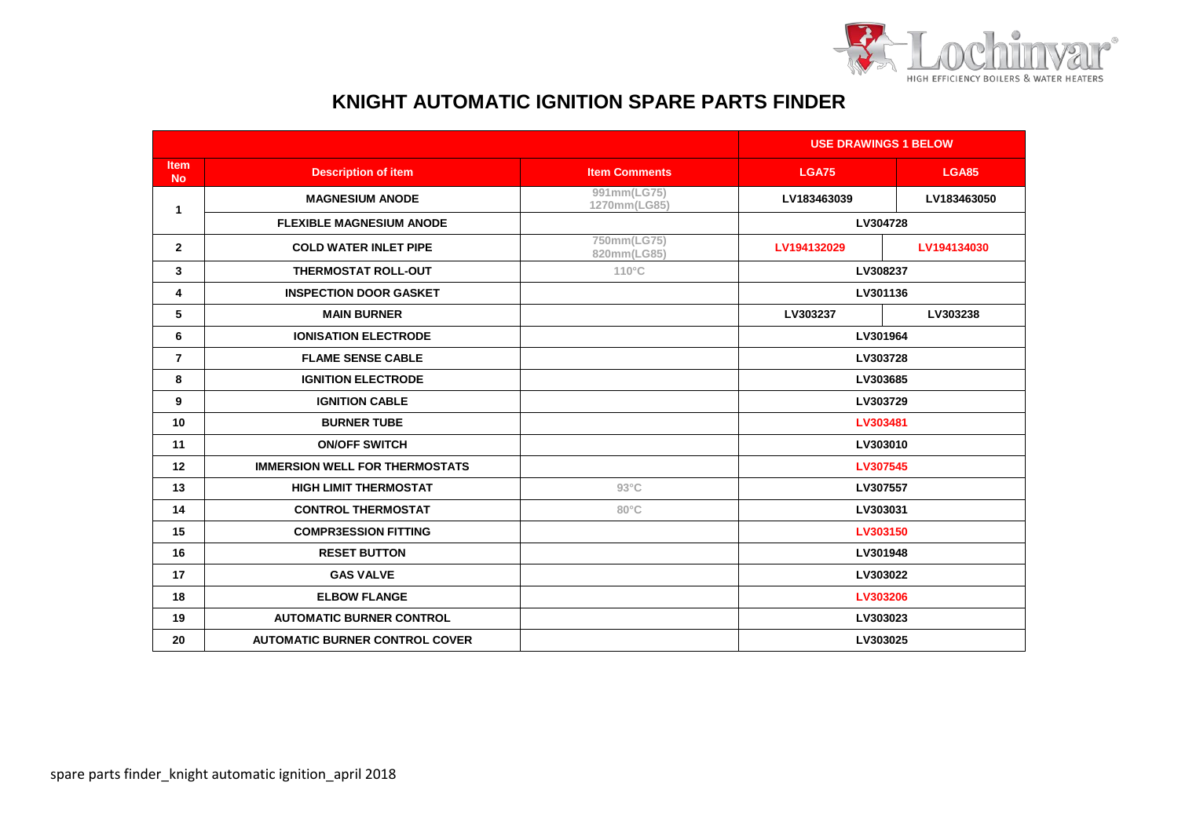Lochinvar®
HIGH EFFICIENCY BOILERS & WATER HEATERS

# KNIGHT AUTOMATIC IGNITION SPARE PARTS FINDER

| | | | USE DRAWINGS 1 BELOW | |
|---|---|---|---|---|
| **Item No** | **Description of item** | **Item Comments** | **LGA75** | **LGA85** |
| 1 | MAGNESIUM ANODE | 991mm(LG75) 1270mm(LG85) | LV183463039 | LV183463050 |
| | FLEXIBLE MAGNESIUM ANODE | | LV304728 | |
| 2 | COLD WATER INLET PIPE | 750mm(LG75) 820mm(LG85) | LV194132029 | LV194134030 |
| 3 | THERMOSTAT ROLL-OUT | 110°C | LV308237 | |
| 4 | INSPECTION DOOR GASKET | | LV301136 | |
| 5 | MAIN BURNER | | LV303237 | LV303238 |
| 6 | IONISATION ELECTRODE | | LV301964 | |
| 7 | FLAME SENSE CABLE | | LV303728 | |
| 8 | IGNITION ELECTRODE | | LV303685 | |
| 9 | IGNITION CABLE | | LV303729 | |
| 10 | BURNER TUBE | | LV303481 | |
| 11 | ON/OFF SWITCH | | LV303010 | |
| 12 | IMMERSION WELL FOR THERMOSTATS | | LV307545 | |
| 13 | HIGH LIMIT THERMOSTAT | 93°C | LV307557 | |
| 14 | CONTROL THERMOSTAT | 80°C | LV303031 | |
| 15 | COMPR3ESSION FITTING | | LV303150 | |
| 16 | RESET BUTTON | | LV301948 | |
| 17 | GAS VALVE | | LV303022 | |
| 18 | ELBOW FLANGE | | LV303206 | |
| 19 | AUTOMATIC BURNER CONTROL | | LV303023 | |
| 20 | AUTOMATIC BURNER CONTROL COVER | | LV303025 | |

spare parts finder_knight automatic ignition_april 2018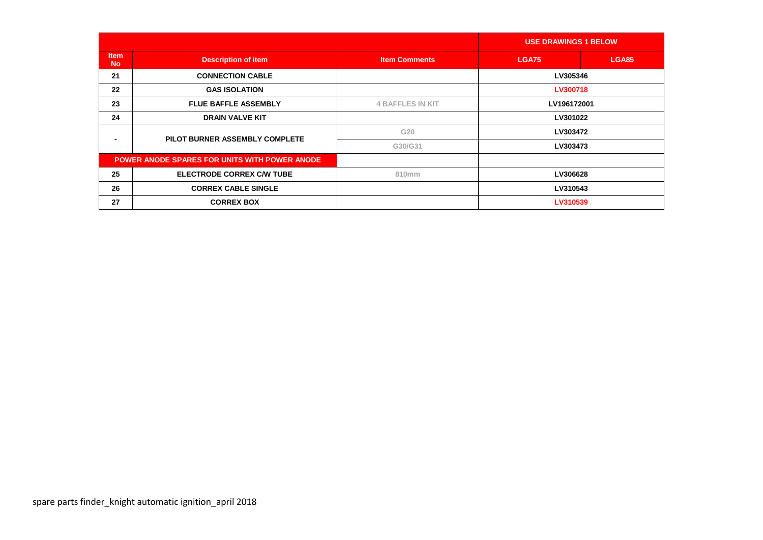| | | | USE DRAWINGS 1 BELOW | |
|---|---|---|---|---|
| Item No | Description of item | Item Comments | LGA75 | LGA85 |
| 21 | CONNECTION CABLE | | LV305346 | |
| 22 | GAS ISOLATION | | LV300718 | |
| 23 | FLUE BAFFLE ASSEMBLY | 4 BAFFLES IN KIT | LV196172001 | |
| 24 | DRAIN VALVE KIT | | LV301022 | |
| - | PILOT BURNER ASSEMBLY COMPLETE | G20 | LV303472 | |
| | | G30/G31 | LV303473 | |
| POWER ANODE SPARES FOR UNITS WITH POWER ANODE | | | | |
| 25 | ELECTRODE CORREX C/W TUBE | 810mm | LV306628 | |
| 26 | CORREX CABLE SINGLE | | LV310543 | |
| 27 | CORREX BOX | | LV310539 | |

spare parts finder_knight automatic ignition_april 2018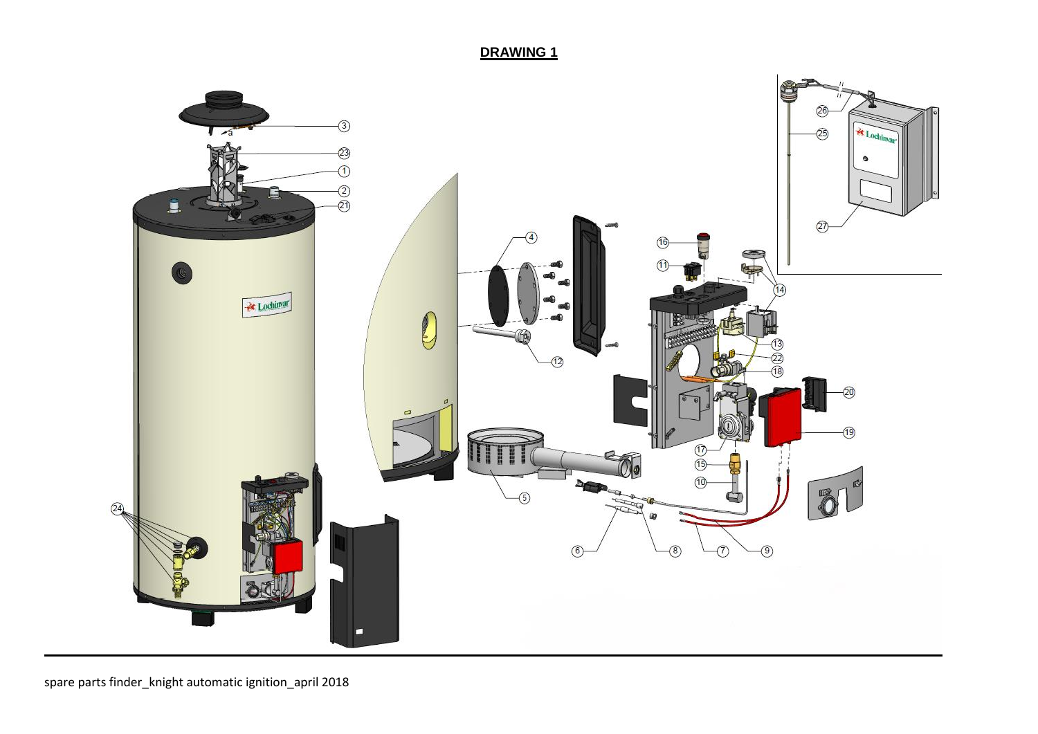**DRAWING 1**

3
23
1
2
21
4
16
11
14
13
22
18
20
19
17
15
10
12
5
6
8
7
9
24
26
25
27

spare parts finder_knight automatic ignition_april 2018